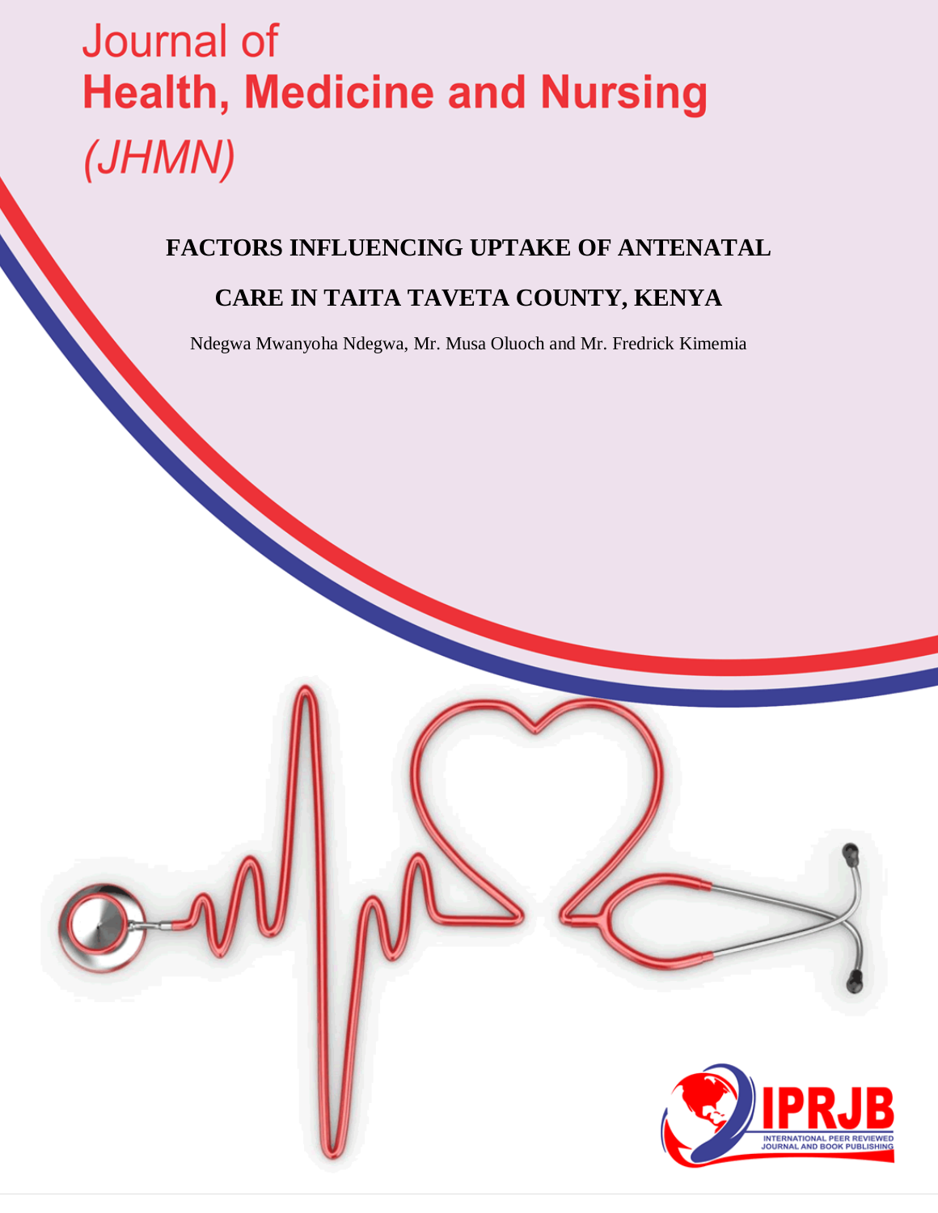Journal of
**Health, Medicine and Nursing**
*(JHMN)*

# FACTORS INFLUENCING UPTAKE OF ANTENATAL CARE IN TAITA TAVETA COUNTY, KENYA

Ndegwa Mwanyoha Ndegwa, Mr. Musa Oluoch and Mr. Fredrick Kimemia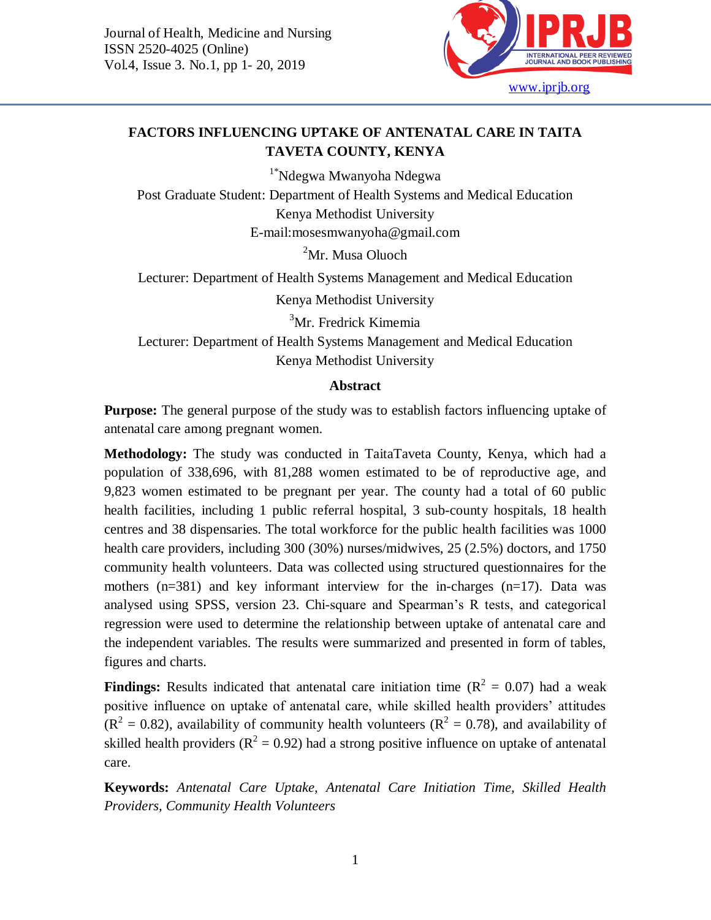# FACTORS INFLUENCING UPTAKE OF ANTENATAL CARE IN TAITA TAVETA COUNTY, KENYA

[1*]Ndegwa Mwanyoha Ndegwa

Post Graduate Student: Department of Health Systems and Medical Education

Kenya Methodist University

E-mail:mosesmwanyoha@gmail.com

[2]Mr. Musa Oluoch

Lecturer: Department of Health Systems Management and Medical Education

Kenya Methodist University

[3]Mr. Fredrick Kimemia

Lecturer: Department of Health Systems Management and Medical Education

Kenya Methodist University

## Abstract

**Purpose:** The general purpose of the study was to establish factors influencing uptake of antenatal care among pregnant women.

**Methodology:** The study was conducted in TaitaTaveta County, Kenya, which had a population of 338,696, with 81,288 women estimated to be of reproductive age, and 9,823 women estimated to be pregnant per year. The county had a total of 60 public health facilities, including 1 public referral hospital, 3 sub-county hospitals, 18 health centres and 38 dispensaries. The total workforce for the public health facilities was 1000 health care providers, including 300 (30%) nurses/midwives, 25 (2.5%) doctors, and 1750 community health volunteers. Data was collected using structured questionnaires for the mothers (n=381) and key informant interview for the in-charges (n=17). Data was analysed using SPSS, version 23. Chi-square and Spearman's R tests, and categorical regression were used to determine the relationship between uptake of antenatal care and the independent variables. The results were summarized and presented in form of tables, figures and charts.

**Findings:** Results indicated that antenatal care initiation time ($R^2$ = 0.07) had a weak positive influence on uptake of antenatal care, while skilled health providers' attitudes ($R^2$ = 0.82), availability of community health volunteers ($R^2$ = 0.78), and availability of skilled health providers ($R^2$ = 0.92) had a strong positive influence on uptake of antenatal care.

**Keywords:** *Antenatal Care Uptake, Antenatal Care Initiation Time, Skilled Health Providers, Community Health Volunteers*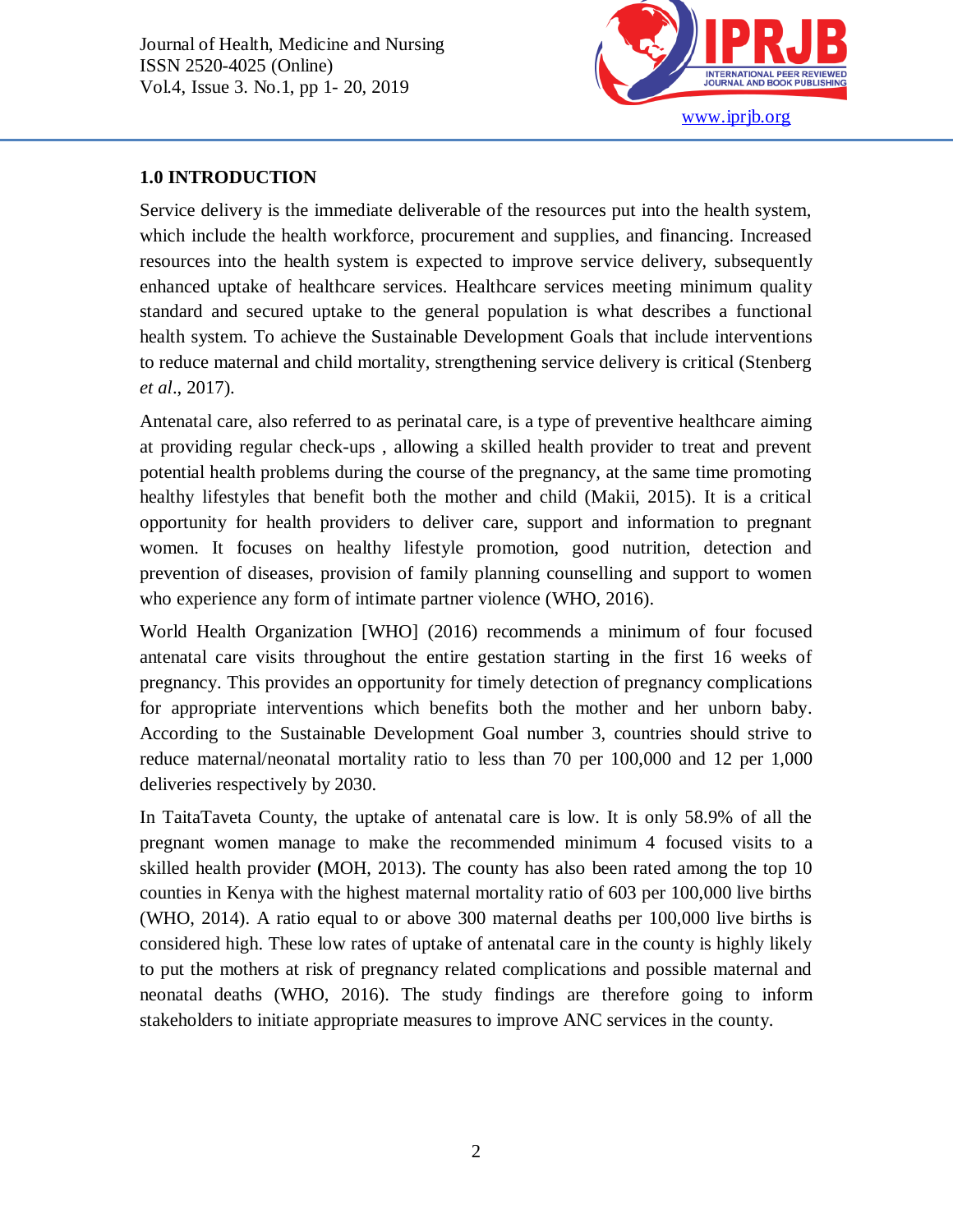## 1.0 INTRODUCTION

Service delivery is the immediate deliverable of the resources put into the health system, which include the health workforce, procurement and supplies, and financing. Increased resources into the health system is expected to improve service delivery, subsequently enhanced uptake of healthcare services. Healthcare services meeting minimum quality standard and secured uptake to the general population is what describes a functional health system. To achieve the Sustainable Development Goals that include interventions to reduce maternal and child mortality, strengthening service delivery is critical (Stenberg *et al*., 2017).

Antenatal care, also referred to as perinatal care, is a type of preventive healthcare aiming at providing regular check-ups , allowing a skilled health provider to treat and prevent potential health problems during the course of the pregnancy, at the same time promoting healthy lifestyles that benefit both the mother and child (Makii, 2015). It is a critical opportunity for health providers to deliver care, support and information to pregnant women. It focuses on healthy lifestyle promotion, good nutrition, detection and prevention of diseases, provision of family planning counselling and support to women who experience any form of intimate partner violence (WHO, 2016).

World Health Organization [WHO] (2016) recommends a minimum of four focused antenatal care visits throughout the entire gestation starting in the first 16 weeks of pregnancy. This provides an opportunity for timely detection of pregnancy complications for appropriate interventions which benefits both the mother and her unborn baby. According to the Sustainable Development Goal number 3, countries should strive to reduce maternal/neonatal mortality ratio to less than 70 per 100,000 and 12 per 1,000 deliveries respectively by 2030.

In TaitaTaveta County, the uptake of antenatal care is low. It is only 58.9% of all the pregnant women manage to make the recommended minimum 4 focused visits to a skilled health provider **(**MOH, 2013). The county has also been rated among the top 10 counties in Kenya with the highest maternal mortality ratio of 603 per 100,000 live births (WHO, 2014). A ratio equal to or above 300 maternal deaths per 100,000 live births is considered high. These low rates of uptake of antenatal care in the county is highly likely to put the mothers at risk of pregnancy related complications and possible maternal and neonatal deaths (WHO, 2016). The study findings are therefore going to inform stakeholders to initiate appropriate measures to improve ANC services in the county.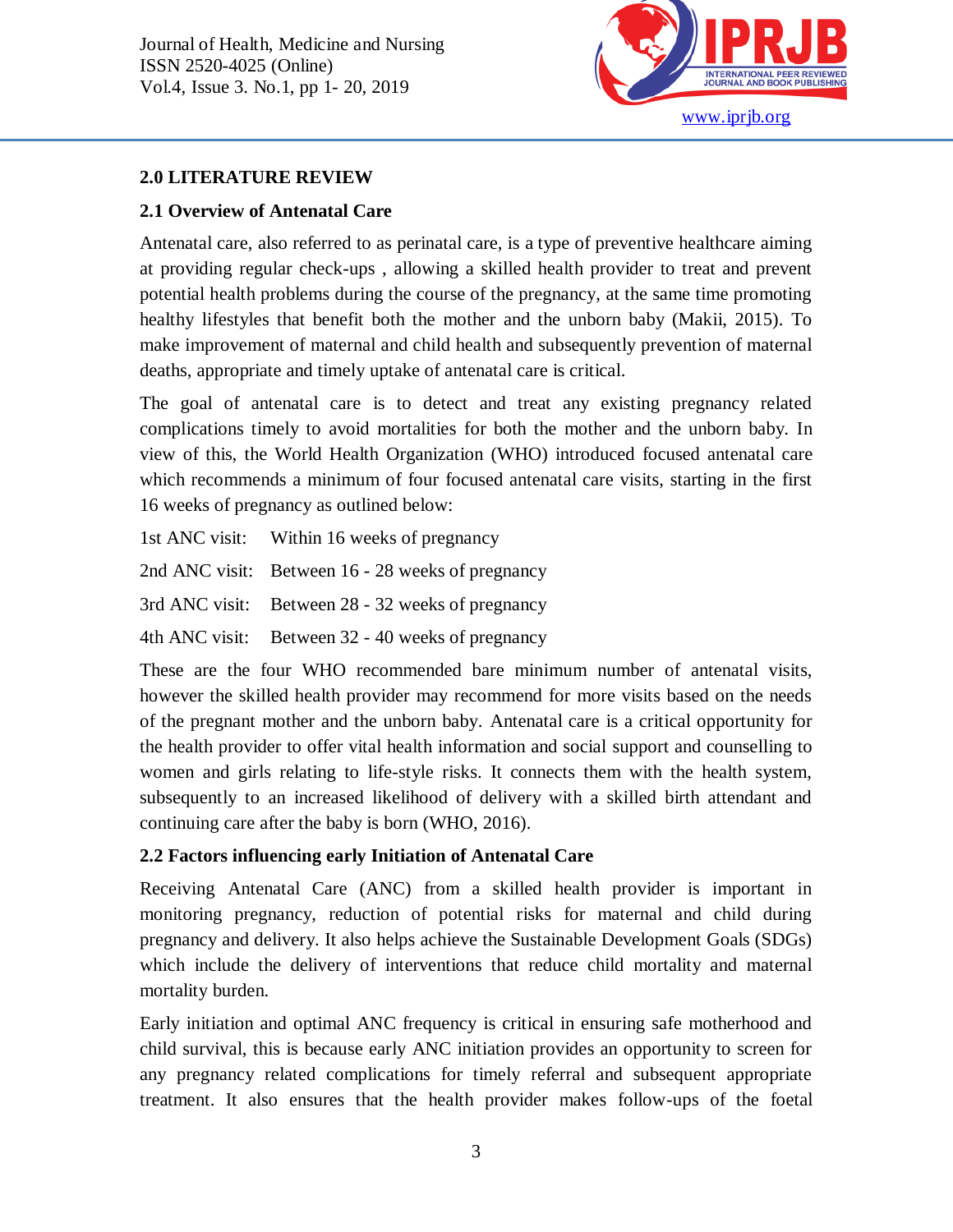## 2.0 LITERATURE REVIEW

### 2.1 Overview of Antenatal Care

Antenatal care, also referred to as perinatal care, is a type of preventive healthcare aiming at providing regular check-ups , allowing a skilled health provider to treat and prevent potential health problems during the course of the pregnancy, at the same time promoting healthy lifestyles that benefit both the mother and the unborn baby (Makii, 2015). To make improvement of maternal and child health and subsequently prevention of maternal deaths, appropriate and timely uptake of antenatal care is critical.

The goal of antenatal care is to detect and treat any existing pregnancy related complications timely to avoid mortalities for both the mother and the unborn baby. In view of this, the World Health Organization (WHO) introduced focused antenatal care which recommends a minimum of four focused antenatal care visits, starting in the first 16 weeks of pregnancy as outlined below:

1st ANC visit: Within 16 weeks of pregnancy

2nd ANC visit: Between 16 - 28 weeks of pregnancy

3rd ANC visit: Between 28 - 32 weeks of pregnancy

4th ANC visit: Between 32 - 40 weeks of pregnancy

These are the four WHO recommended bare minimum number of antenatal visits, however the skilled health provider may recommend for more visits based on the needs of the pregnant mother and the unborn baby. Antenatal care is a critical opportunity for the health provider to offer vital health information and social support and counselling to women and girls relating to life-style risks. It connects them with the health system, subsequently to an increased likelihood of delivery with a skilled birth attendant and continuing care after the baby is born (WHO, 2016).

### 2.2 Factors influencing early Initiation of Antenatal Care

Receiving Antenatal Care (ANC) from a skilled health provider is important in monitoring pregnancy, reduction of potential risks for maternal and child during pregnancy and delivery. It also helps achieve the Sustainable Development Goals (SDGs) which include the delivery of interventions that reduce child mortality and maternal mortality burden.

Early initiation and optimal ANC frequency is critical in ensuring safe motherhood and child survival, this is because early ANC initiation provides an opportunity to screen for any pregnancy related complications for timely referral and subsequent appropriate treatment. It also ensures that the health provider makes follow-ups of the foetal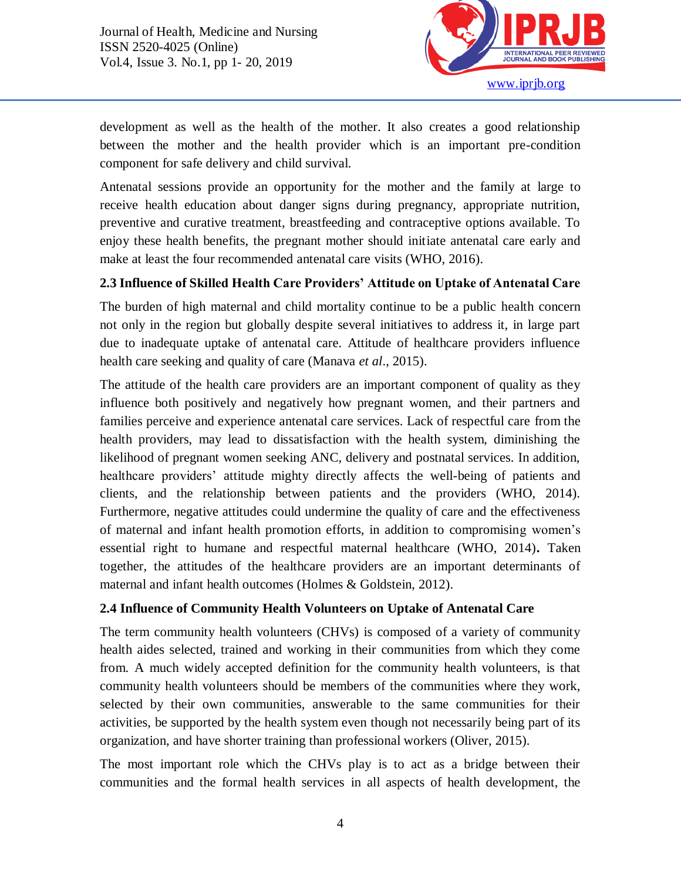development as well as the health of the mother. It also creates a good relationship between the mother and the health provider which is an important pre-condition component for safe delivery and child survival.

Antenatal sessions provide an opportunity for the mother and the family at large to receive health education about danger signs during pregnancy, appropriate nutrition, preventive and curative treatment, breastfeeding and contraceptive options available. To enjoy these health benefits, the pregnant mother should initiate antenatal care early and make at least the four recommended antenatal care visits (WHO, 2016).

### 2.3 Influence of Skilled Health Care Providers' Attitude on Uptake of Antenatal Care

The burden of high maternal and child mortality continue to be a public health concern not only in the region but globally despite several initiatives to address it, in large part due to inadequate uptake of antenatal care. Attitude of healthcare providers influence health care seeking and quality of care (Manava *et al*., 2015).

The attitude of the health care providers are an important component of quality as they influence both positively and negatively how pregnant women, and their partners and families perceive and experience antenatal care services. Lack of respectful care from the health providers, may lead to dissatisfaction with the health system, diminishing the likelihood of pregnant women seeking ANC, delivery and postnatal services. In addition, healthcare providers' attitude mighty directly affects the well-being of patients and clients, and the relationship between patients and the providers (WHO, 2014). Furthermore, negative attitudes could undermine the quality of care and the effectiveness of maternal and infant health promotion efforts, in addition to compromising women's essential right to humane and respectful maternal healthcare (WHO, 2014)**.** Taken together, the attitudes of the healthcare providers are an important determinants of maternal and infant health outcomes (Holmes & Goldstein, 2012).

### 2.4 Influence of Community Health Volunteers on Uptake of Antenatal Care

The term community health volunteers (CHVs) is composed of a variety of community health aides selected, trained and working in their communities from which they come from. A much widely accepted definition for the community health volunteers, is that community health volunteers should be members of the communities where they work, selected by their own communities, answerable to the same communities for their activities, be supported by the health system even though not necessarily being part of its organization, and have shorter training than professional workers (Oliver, 2015).

The most important role which the CHVs play is to act as a bridge between their communities and the formal health services in all aspects of health development, the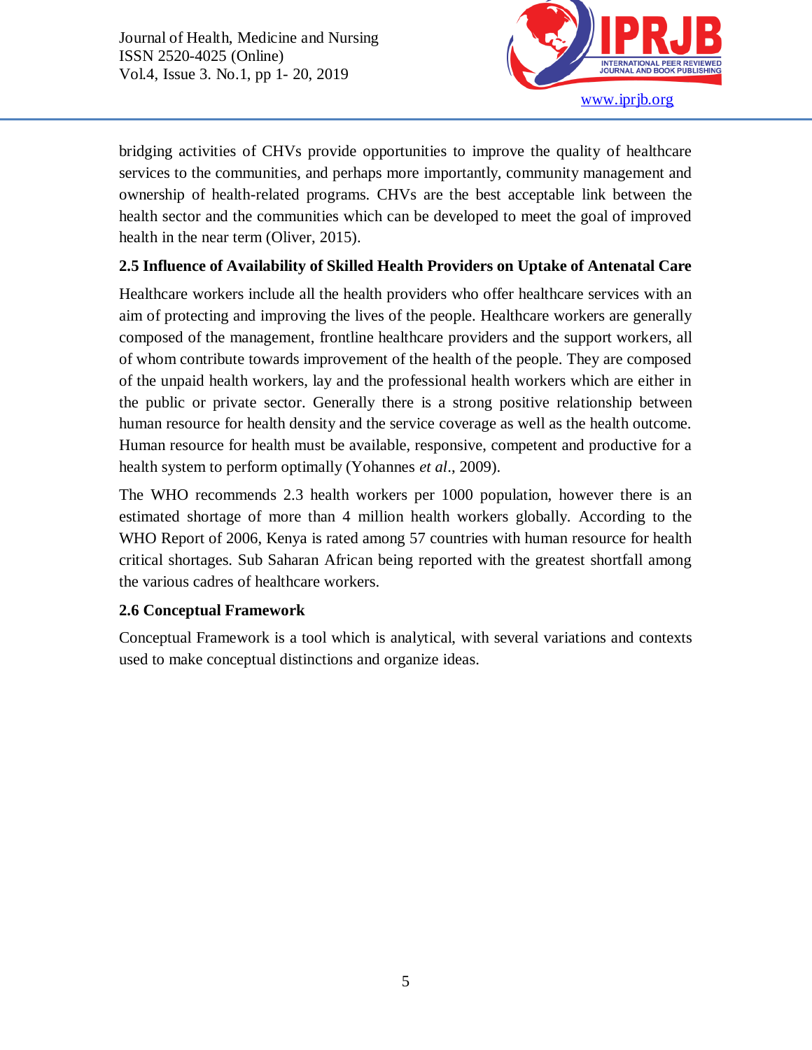bridging activities of CHVs provide opportunities to improve the quality of healthcare services to the communities, and perhaps more importantly, community management and ownership of health-related programs. CHVs are the best acceptable link between the health sector and the communities which can be developed to meet the goal of improved health in the near term (Oliver, 2015).

### 2.5 Influence of Availability of Skilled Health Providers on Uptake of Antenatal Care

Healthcare workers include all the health providers who offer healthcare services with an aim of protecting and improving the lives of the people. Healthcare workers are generally composed of the management, frontline healthcare providers and the support workers, all of whom contribute towards improvement of the health of the people. They are composed of the unpaid health workers, lay and the professional health workers which are either in the public or private sector. Generally there is a strong positive relationship between human resource for health density and the service coverage as well as the health outcome. Human resource for health must be available, responsive, competent and productive for a health system to perform optimally (Yohannes *et al*., 2009).

The WHO recommends 2.3 health workers per 1000 population, however there is an estimated shortage of more than 4 million health workers globally. According to the WHO Report of 2006, Kenya is rated among 57 countries with human resource for health critical shortages. Sub Saharan African being reported with the greatest shortfall among the various cadres of healthcare workers.

### 2.6 Conceptual Framework

Conceptual Framework is a tool which is analytical, with several variations and contexts used to make conceptual distinctions and organize ideas.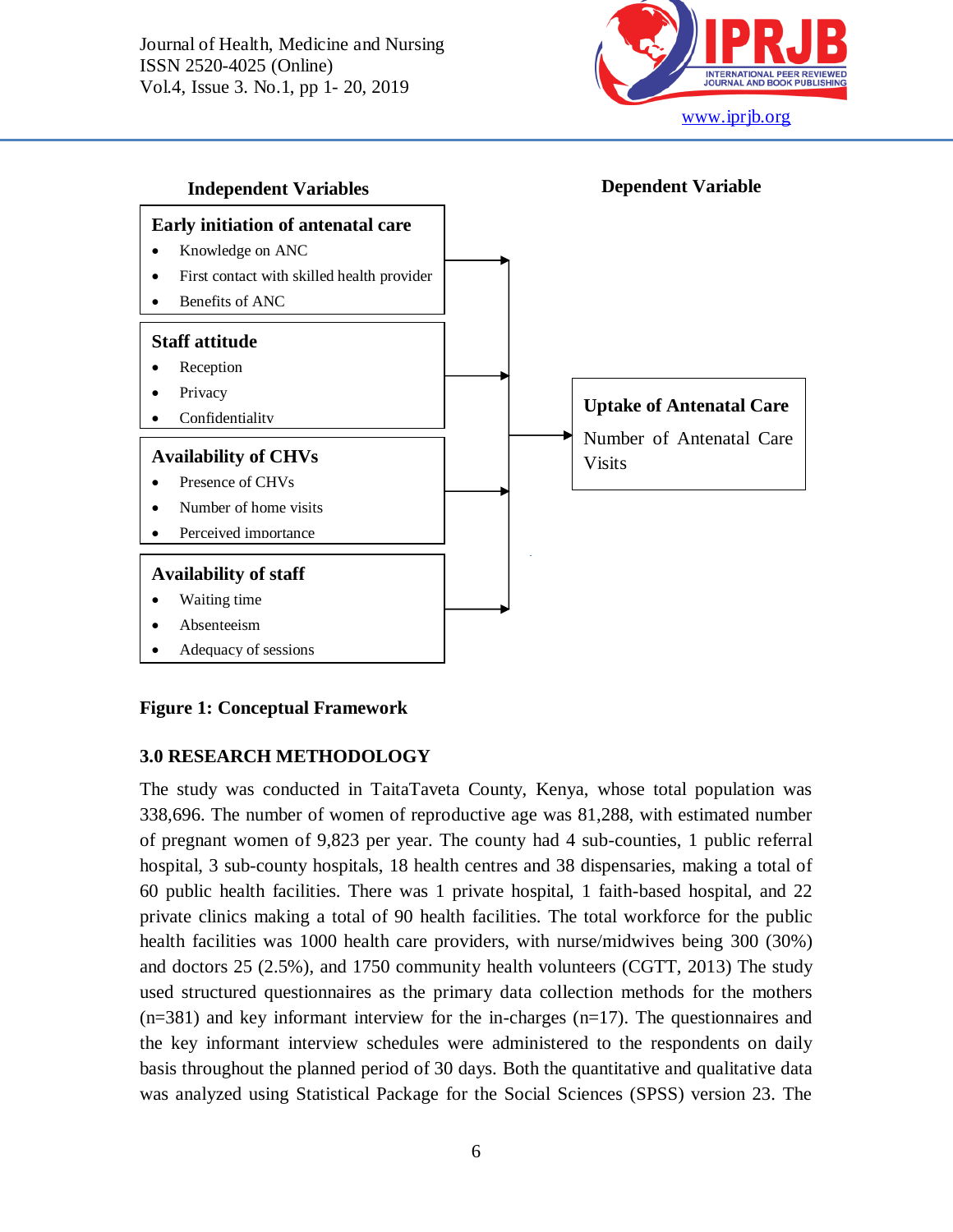**Independent Variables**

**Early initiation of antenatal care**

- Knowledge on ANC
- First contact with skilled health provider
- Benefits of ANC

**Staff attitude**

- Reception
- Privacy
- Confidentiality

**Availability of CHVs**

- Presence of CHVs
- Number of home visits
- Perceived importance

**Availability of staff**

- Waiting time
- Absenteeism
- Adequacy of sessions

**Dependent Variable**

**Uptake of Antenatal Care**

Number of Antenatal Care Visits

**Figure 1: Conceptual Framework**

## 3.0 RESEARCH METHODOLOGY

The study was conducted in TaitaTaveta County, Kenya, whose total population was 338,696. The number of women of reproductive age was 81,288, with estimated number of pregnant women of 9,823 per year. The county had 4 sub-counties, 1 public referral hospital, 3 sub-county hospitals, 18 health centres and 38 dispensaries, making a total of 60 public health facilities. There was 1 private hospital, 1 faith-based hospital, and 22 private clinics making a total of 90 health facilities. The total workforce for the public health facilities was 1000 health care providers, with nurse/midwives being 300 (30%) and doctors 25 (2.5%), and 1750 community health volunteers (CGTT, 2013) The study used structured questionnaires as the primary data collection methods for the mothers (n=381) and key informant interview for the in-charges (n=17). The questionnaires and the key informant interview schedules were administered to the respondents on daily basis throughout the planned period of 30 days. Both the quantitative and qualitative data was analyzed using Statistical Package for the Social Sciences (SPSS) version 23. The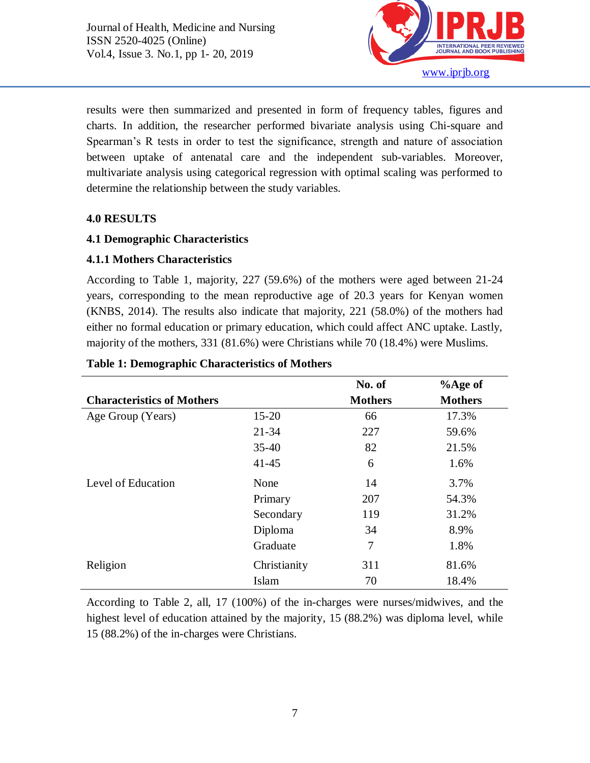results were then summarized and presented in form of frequency tables, figures and charts. In addition, the researcher performed bivariate analysis using Chi-square and Spearman's R tests in order to test the significance, strength and nature of association between uptake of antenatal care and the independent sub-variables. Moreover, multivariate analysis using categorical regression with optimal scaling was performed to determine the relationship between the study variables.

## 4.0 RESULTS

### 4.1 Demographic Characteristics

#### 4.1.1 Mothers Characteristics

According to Table 1, majority, 227 (59.6%) of the mothers were aged between 21-24 years, corresponding to the mean reproductive age of 20.3 years for Kenyan women (KNBS, 2014). The results also indicate that majority, 221 (58.0%) of the mothers had either no formal education or primary education, which could affect ANC uptake. Lastly, majority of the mothers, 331 (81.6%) were Christians while 70 (18.4%) were Muslims.

**Table 1: Demographic Characteristics of Mothers**

| Characteristics of Mothers | | No. of Mothers | %Age of Mothers |
|---|---|---|---|
| Age Group (Years) | 15-20 | 66 | 17.3% |
| | 21-34 | 227 | 59.6% |
| | 35-40 | 82 | 21.5% |
| | 41-45 | 6 | 1.6% |
| Level of Education | None | 14 | 3.7% |
| | Primary | 207 | 54.3% |
| | Secondary | 119 | 31.2% |
| | Diploma | 34 | 8.9% |
| | Graduate | 7 | 1.8% |
| Religion | Christianity | 311 | 81.6% |
| | Islam | 70 | 18.4% |

According to Table 2, all, 17 (100%) of the in-charges were nurses/midwives, and the highest level of education attained by the majority, 15 (88.2%) was diploma level, while 15 (88.2%) of the in-charges were Christians.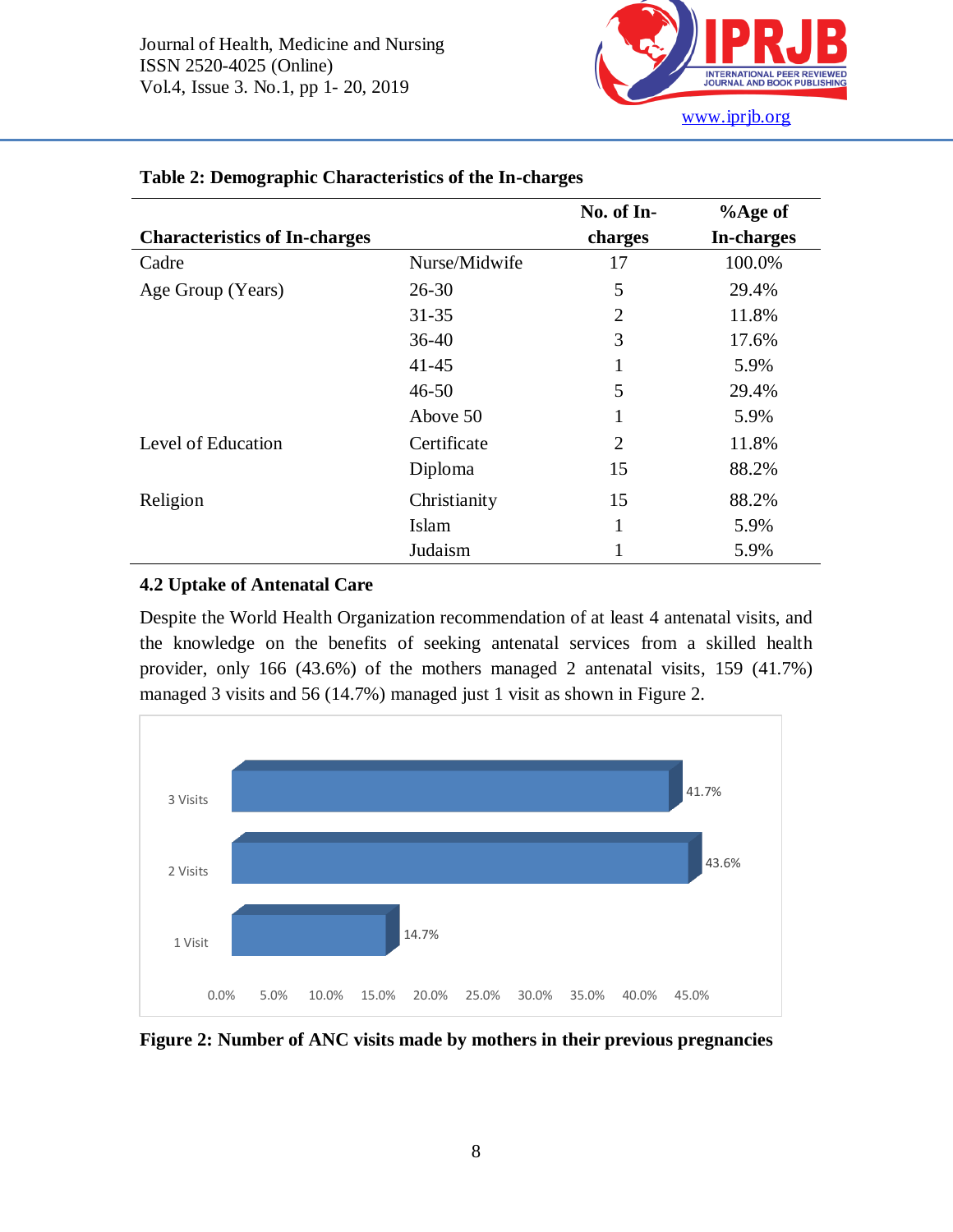**Table 2: Demographic Characteristics of the In-charges**

| Characteristics of In-charges | | No. of In-charges | %Age of In-charges |
|---|---|---|---|
| Cadre | Nurse/Midwife | 17 | 100.0% |
| Age Group (Years) | 26-30 | 5 | 29.4% |
| | 31-35 | 2 | 11.8% |
| | 36-40 | 3 | 17.6% |
| | 41-45 | 1 | 5.9% |
| | 46-50 | 5 | 29.4% |
| | Above 50 | 1 | 5.9% |
| Level of Education | Certificate | 2 | 11.8% |
| | Diploma | 15 | 88.2% |
| Religion | Christianity | 15 | 88.2% |
| | Islam | 1 | 5.9% |
| | Judaism | 1 | 5.9% |

### 4.2 Uptake of Antenatal Care

Despite the World Health Organization recommendation of at least 4 antenatal visits, and the knowledge on the benefits of seeking antenatal services from a skilled health provider, only 166 (43.6%) of the mothers managed 2 antenatal visits, 159 (41.7%) managed 3 visits and 56 (14.7%) managed just 1 visit as shown in Figure 2.

| Number of ANC visits | Percentage |
|---|---|
| 3 Visits | 41.7% |
| 2 Visits | 43.6% |
| 1 Visit | 14.7% |

**Figure 2: Number of ANC visits made by mothers in their previous pregnancies**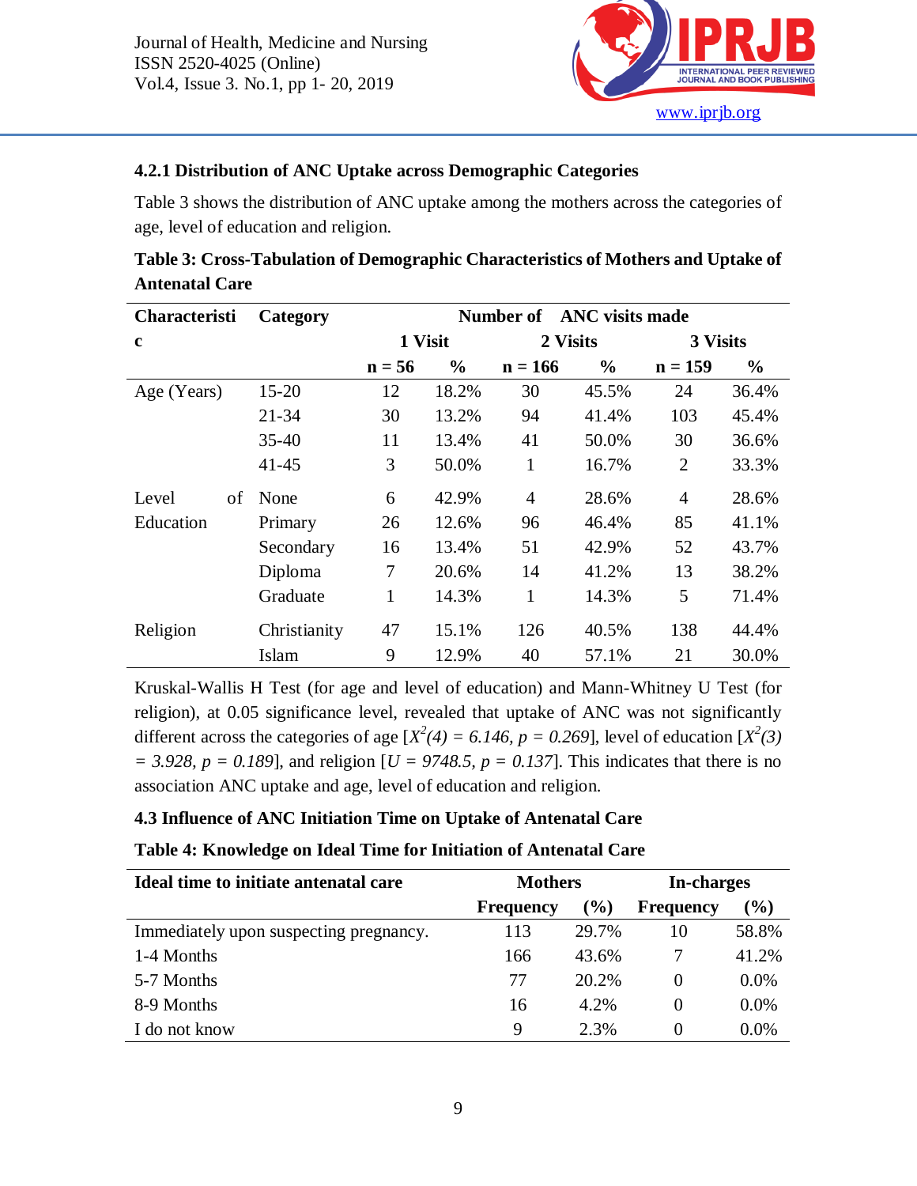#### 4.2.1 Distribution of ANC Uptake across Demographic Categories

Table 3 shows the distribution of ANC uptake among the mothers across the categories of age, level of education and religion.

**Table 3: Cross-Tabulation of Demographic Characteristics of Mothers and Uptake of Antenatal Care**

| Characteristic | Category | Number of ANC visits made | | | | | |
|---|---|---|---|---|---|---|---|
| | | 1 Visit | | 2 Visits | | 3 Visits | |
| | | n = 56 | % | n = 166 | % | n = 159 | % |
| Age (Years) | 15-20 | 12 | 18.2% | 30 | 45.5% | 24 | 36.4% |
| | 21-34 | 30 | 13.2% | 94 | 41.4% | 103 | 45.4% |
| | 35-40 | 11 | 13.4% | 41 | 50.0% | 30 | 36.6% |
| | 41-45 | 3 | 50.0% | 1 | 16.7% | 2 | 33.3% |
| Level of Education | None | 6 | 42.9% | 4 | 28.6% | 4 | 28.6% |
| | Primary | 26 | 12.6% | 96 | 46.4% | 85 | 41.1% |
| | Secondary | 16 | 13.4% | 51 | 42.9% | 52 | 43.7% |
| | Diploma | 7 | 20.6% | 14 | 41.2% | 13 | 38.2% |
| | Graduate | 1 | 14.3% | 1 | 14.3% | 5 | 71.4% |
| Religion | Christianity | 47 | 15.1% | 126 | 40.5% | 138 | 44.4% |
| | Islam | 9 | 12.9% | 40 | 57.1% | 21 | 30.0% |

Kruskal-Wallis H Test (for age and level of education) and Mann-Whitney U Test (for religion), at 0.05 significance level, revealed that uptake of ANC was not significantly different across the categories of age [$X^2(4) = 6.146, p = 0.269$], level of education [$X^2(3) = 3.928, p = 0.189$], and religion [$U = 9748.5, p = 0.137$]. This indicates that there is no association ANC uptake and age, level of education and religion.

### 4.3 Influence of ANC Initiation Time on Uptake of Antenatal Care

**Table 4: Knowledge on Ideal Time for Initiation of Antenatal Care**

| Ideal time to initiate antenatal care | Mothers | | In-charges | |
|---|---|---|---|---|
| | Frequency | (%) | Frequency | (%) |
| Immediately upon suspecting pregnancy. | 113 | 29.7% | 10 | 58.8% |
| 1-4 Months | 166 | 43.6% | 7 | 41.2% |
| 5-7 Months | 77 | 20.2% | 0 | 0.0% |
| 8-9 Months | 16 | 4.2% | 0 | 0.0% |
| I do not know | 9 | 2.3% | 0 | 0.0% |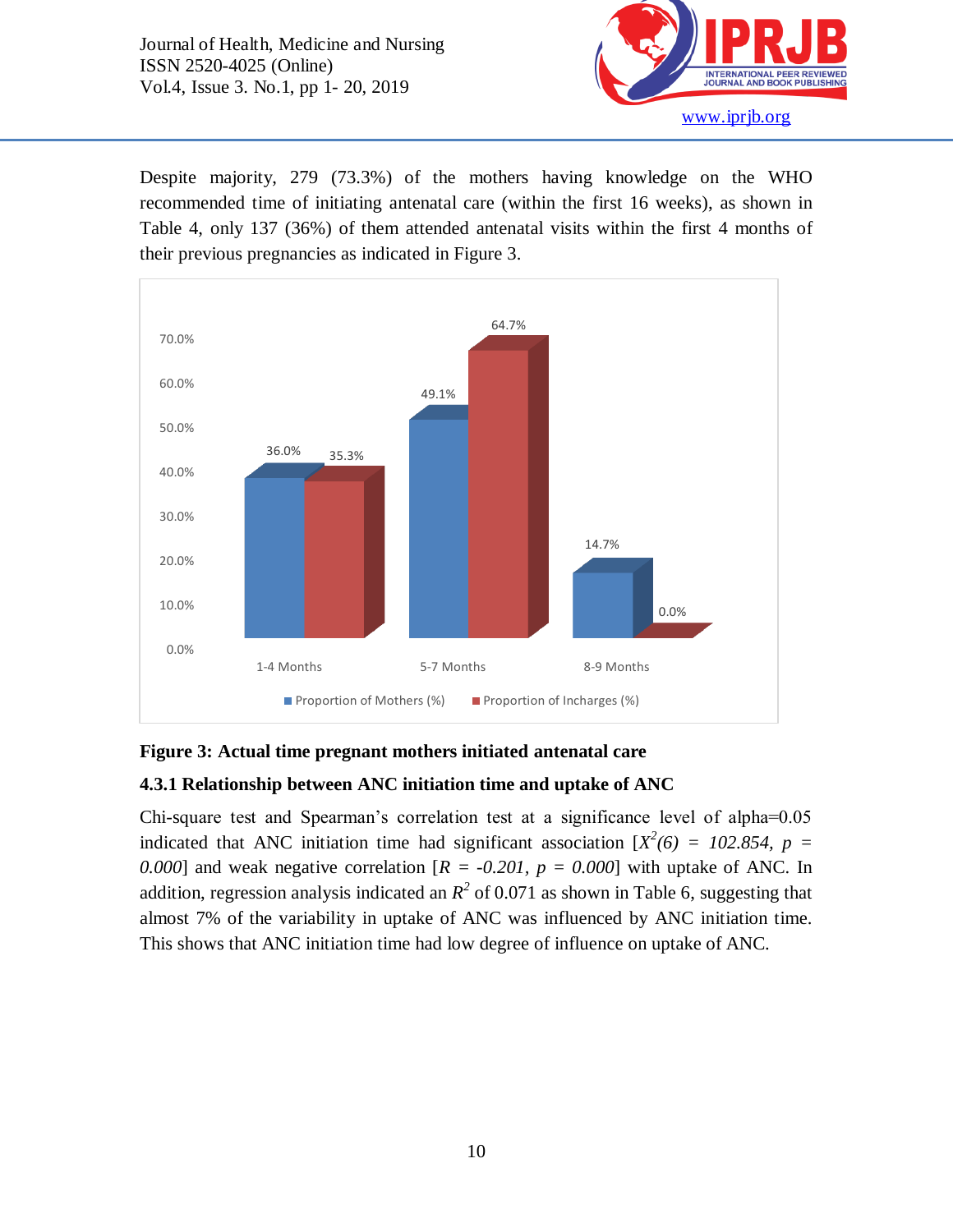Despite majority, 279 (73.3%) of the mothers having knowledge on the WHO recommended time of initiating antenatal care (within the first 16 weeks), as shown in Table 4, only 137 (36%) of them attended antenatal visits within the first 4 months of their previous pregnancies as indicated in Figure 3.

**Figure 3: Actual time pregnant mothers initiated antenatal care**

### 4.3.1 Relationship between ANC initiation time and uptake of ANC

Chi-square test and Spearman's correlation test at a significance level of alpha=0.05 indicated that ANC initiation time had significant association [$X^2(6) = 102.854$, $p = 0.000$] and weak negative correlation [$R = -0.201$, $p = 0.000$] with uptake of ANC. In addition, regression analysis indicated an $R^2$ of 0.071 as shown in Table 6, suggesting that almost 7% of the variability in uptake of ANC was influenced by ANC initiation time. This shows that ANC initiation time had low degree of influence on uptake of ANC.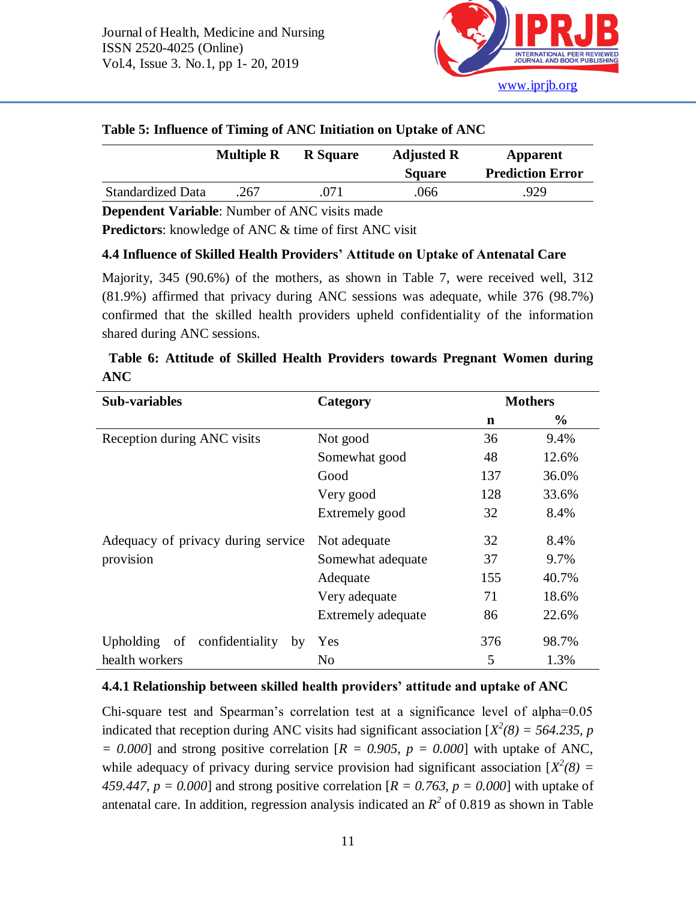**Table 5: Influence of Timing of ANC Initiation on Uptake of ANC**

| | Multiple R | R Square | Adjusted R Square | Apparent Prediction Error |
|---|---|---|---|---|
| Standardized Data | .267 | .071 | .066 | .929 |

**Dependent Variable**: Number of ANC visits made

**Predictors**: knowledge of ANC & time of first ANC visit

### 4.4 Influence of Skilled Health Providers' Attitude on Uptake of Antenatal Care

Majority, 345 (90.6%) of the mothers, as shown in Table 7, were received well, 312 (81.9%) affirmed that privacy during ANC sessions was adequate, while 376 (98.7%) confirmed that the skilled health providers upheld confidentiality of the information shared during ANC sessions.

**Table 6: Attitude of Skilled Health Providers towards Pregnant Women during ANC**

| Sub-variables | Category | Mothers | |
|---|---|---|---|
| | | n | % |
| Reception during ANC visits | Not good | 36 | 9.4% |
| | Somewhat good | 48 | 12.6% |
| | Good | 137 | 36.0% |
| | Very good | 128 | 33.6% |
| | Extremely good | 32 | 8.4% |
| Adequacy of privacy during service provision | Not adequate | 32 | 8.4% |
| | Somewhat adequate | 37 | 9.7% |
| | Adequate | 155 | 40.7% |
| | Very adequate | 71 | 18.6% |
| | Extremely adequate | 86 | 22.6% |
| Upholding of confidentiality by health workers | Yes | 376 | 98.7% |
| | No | 5 | 1.3% |

#### 4.4.1 Relationship between skilled health providers' attitude and uptake of ANC

Chi-square test and Spearman's correlation test at a significance level of alpha=0.05 indicated that reception during ANC visits had significant association [$X^2(8) = 564.235, p = 0.000$] and strong positive correlation [$R = 0.905, p = 0.000$] with uptake of ANC, while adequacy of privacy during service provision had significant association [$X^2(8) = 459.447, p = 0.000$] and strong positive correlation [$R = 0.763, p = 0.000$] with uptake of antenatal care. In addition, regression analysis indicated an $R^2$ of 0.819 as shown in Table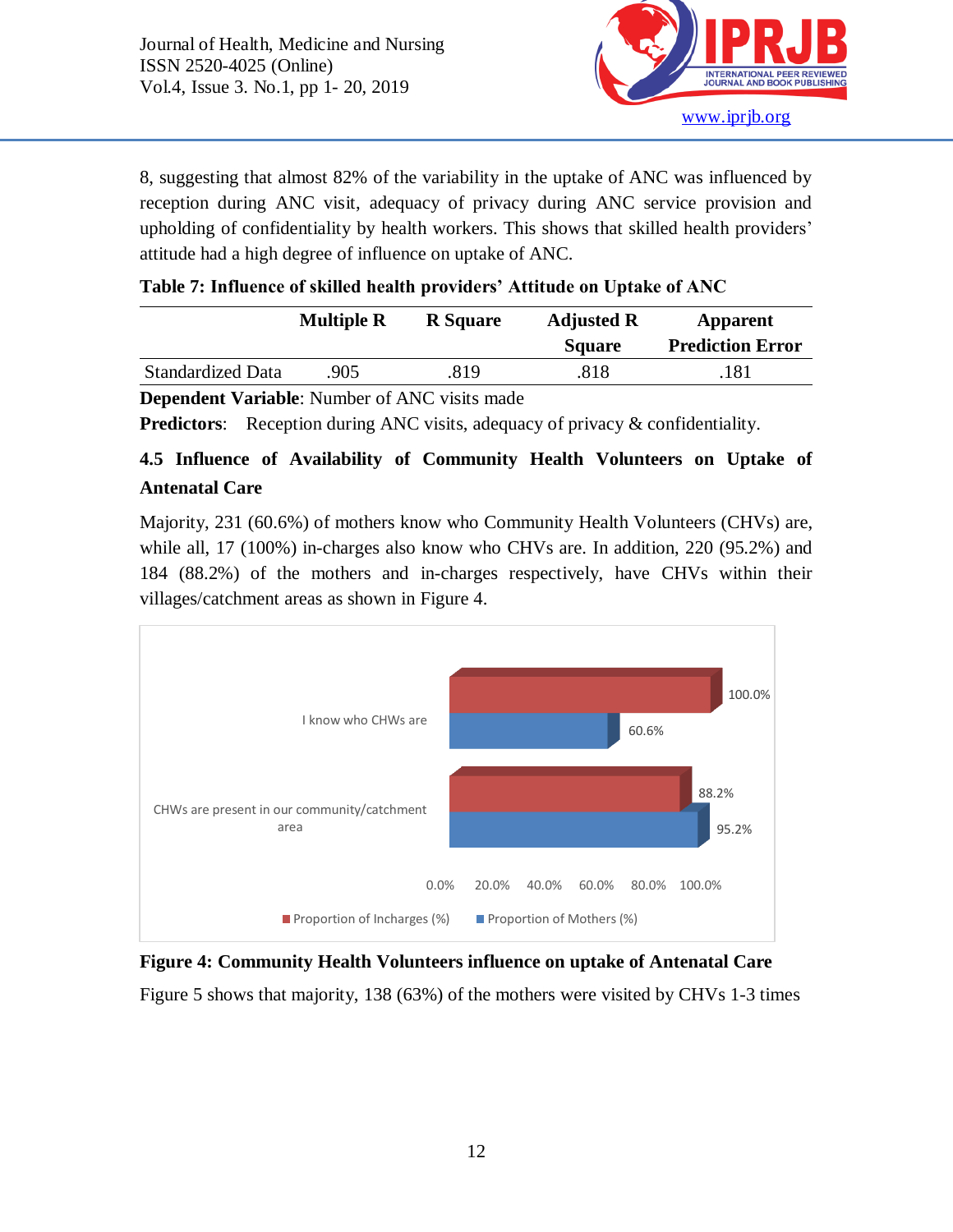8, suggesting that almost 82% of the variability in the uptake of ANC was influenced by reception during ANC visit, adequacy of privacy during ANC service provision and upholding of confidentiality by health workers. This shows that skilled health providers' attitude had a high degree of influence on uptake of ANC.

**Table 7: Influence of skilled health providers' Attitude on Uptake of ANC**

| | Multiple R | R Square | Adjusted R Square | Apparent Prediction Error |
|---|---|---|---|---|
| Standardized Data | .905 | .819 | .818 | .181 |

**Dependent Variable**: Number of ANC visits made

**Predictors**: Reception during ANC visits, adequacy of privacy & confidentiality.

### 4.5 Influence of Availability of Community Health Volunteers on Uptake of Antenatal Care

Majority, 231 (60.6%) of mothers know who Community Health Volunteers (CHVs) are, while all, 17 (100%) in-charges also know who CHVs are. In addition, 220 (95.2%) and 184 (88.2%) of the mothers and in-charges respectively, have CHVs within their villages/catchment areas as shown in Figure 4.

**Figure 4: Community Health Volunteers influence on uptake of Antenatal Care**

Figure 5 shows that majority, 138 (63%) of the mothers were visited by CHVs 1-3 times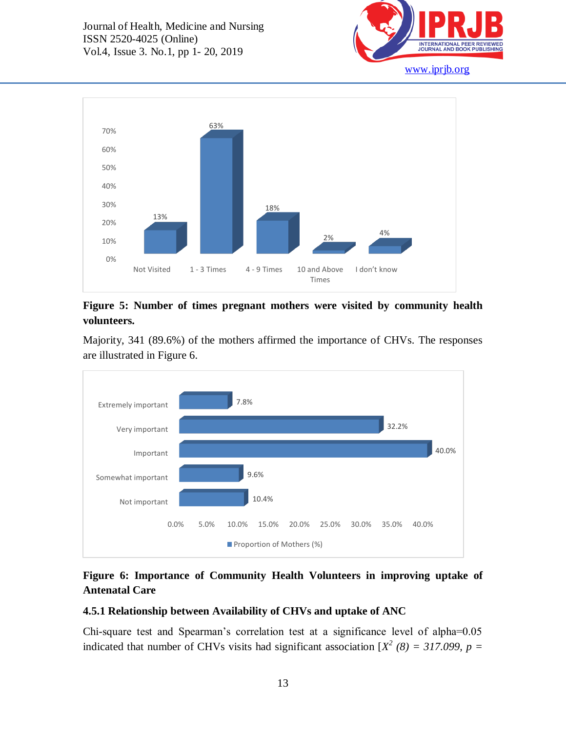**Figure 5: Number of times pregnant mothers were visited by community health volunteers.**

Majority, 341 (89.6%) of the mothers affirmed the importance of CHVs. The responses are illustrated in Figure 6.

**Figure 6: Importance of Community Health Volunteers in improving uptake of Antenatal Care**

### 4.5.1 Relationship between Availability of CHVs and uptake of ANC

Chi-square test and Spearman's correlation test at a significance level of alpha=0.05 indicated that number of CHVs visits had significant association [$X^2$ *(8) = 317.099, p =*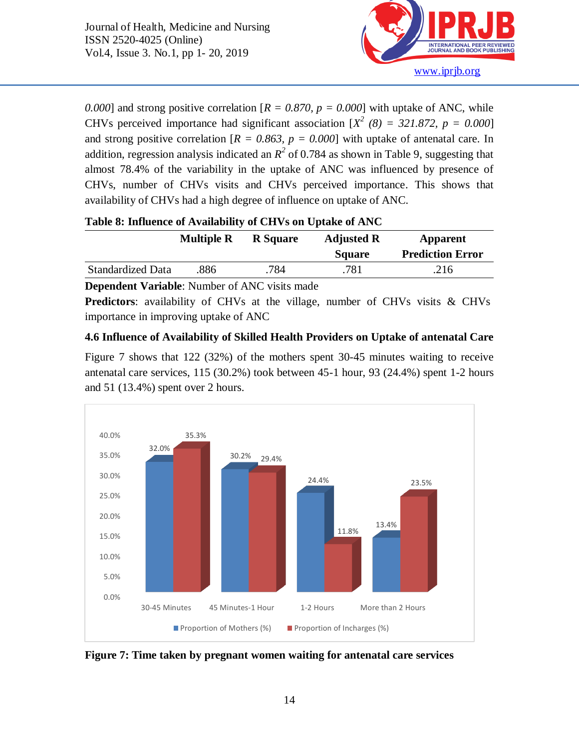*0.000*] and strong positive correlation [$R = 0.870$, $p = 0.000$] with uptake of ANC, while CHVs perceived importance had significant association [$X^2$ $(8) = 321.872$, $p = 0.000$] and strong positive correlation [$R = 0.863$, $p = 0.000$] with uptake of antenatal care. In addition, regression analysis indicated an $R^2$ of 0.784 as shown in Table 9, suggesting that almost 78.4% of the variability in the uptake of ANC was influenced by presence of CHVs, number of CHVs visits and CHVs perceived importance. This shows that availability of CHVs had a high degree of influence on uptake of ANC.

**Table 8: Influence of Availability of CHVs on Uptake of ANC**

| | Multiple R | R Square | Adjusted R Square | Apparent Prediction Error |
|---|---|---|---|---|
| Standardized Data | .886 | .784 | .781 | .216 |

**Dependent Variable**: Number of ANC visits made

**Predictors**: availability of CHVs at the village, number of CHVs visits & CHVs importance in improving uptake of ANC

### 4.6 Influence of Availability of Skilled Health Providers on Uptake of antenatal Care

Figure 7 shows that 122 (32%) of the mothers spent 30-45 minutes waiting to receive antenatal care services, 115 (30.2%) took between 45-1 hour, 93 (24.4%) spent 1-2 hours and 51 (13.4%) spent over 2 hours.

| | 30-45 Minutes | 45 Minutes-1 Hour | 1-2 Hours | More than 2 Hours |
|---|---|---|---|---|
| Proportion of Mothers (%) | 32.0% | 30.2% | 24.4% | 13.4% |
| Proportion of Incharges (%) | 35.3% | 29.4% | 11.8% | 23.5% |

**Figure 7: Time taken by pregnant women waiting for antenatal care services**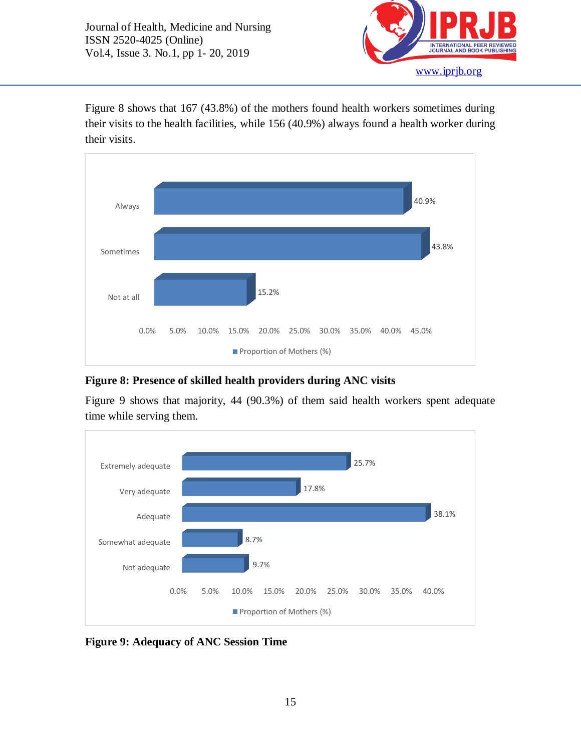Figure 8 shows that 167 (43.8%) of the mothers found health workers sometimes during their visits to the health facilities, while 156 (40.9%) always found a health worker during their visits.

| | Proportion of Mothers (%) |
|---|---|
| Always | 40.9% |
| Sometimes | 43.8% |
| Not at all | 15.2% |

**Figure 8: Presence of skilled health providers during ANC visits**

Figure 9 shows that majority, 44 (90.3%) of them said health workers spent adequate time while serving them.

| | Proportion of Mothers (%) |
|---|---|
| Extremely adequate | 25.7% |
| Very adequate | 17.8% |
| Adequate | 38.1% |
| Somewhat adequate | 8.7% |
| Not adequate | 9.7% |

**Figure 9: Adequacy of ANC Session Time**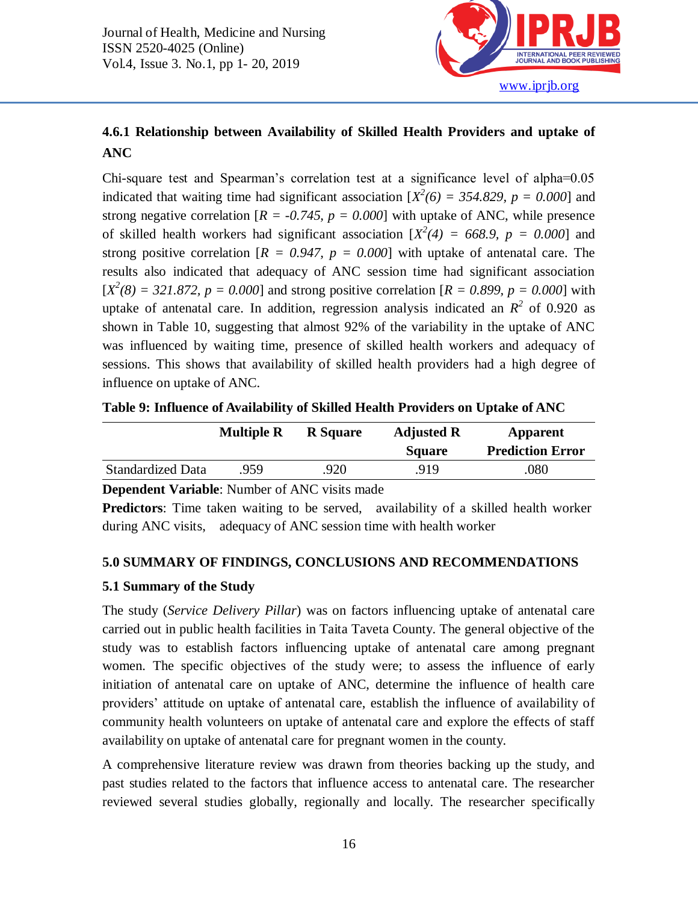### 4.6.1 Relationship between Availability of Skilled Health Providers and uptake of ANC

Chi-square test and Spearman's correlation test at a significance level of alpha=0.05 indicated that waiting time had significant association [$X^2(6) = 354.829, p = 0.000$] and strong negative correlation [$R = -0.745, p = 0.000$] with uptake of ANC, while presence of skilled health workers had significant association [$X^2(4) = 668.9, p = 0.000$] and strong positive correlation [$R = 0.947, p = 0.000$] with uptake of antenatal care. The results also indicated that adequacy of ANC session time had significant association [$X^2(8) = 321.872, p = 0.000$] and strong positive correlation [$R = 0.899, p = 0.000$] with uptake of antenatal care. In addition, regression analysis indicated an $R^2$ of 0.920 as shown in Table 10, suggesting that almost 92% of the variability in the uptake of ANC was influenced by waiting time, presence of skilled health workers and adequacy of sessions. This shows that availability of skilled health providers had a high degree of influence on uptake of ANC.

**Table 9: Influence of Availability of Skilled Health Providers on Uptake of ANC**

| | Multiple R | R Square | Adjusted R Square | Apparent Prediction Error |
|---|---|---|---|---|
| Standardized Data | .959 | .920 | .919 | .080 |

**Dependent Variable**: Number of ANC visits made

**Predictors**: Time taken waiting to be served, availability of a skilled health worker during ANC visits, adequacy of ANC session time with health worker

## 5.0 SUMMARY OF FINDINGS, CONCLUSIONS AND RECOMMENDATIONS

### 5.1 Summary of the Study

The study (*Service Delivery Pillar*) was on factors influencing uptake of antenatal care carried out in public health facilities in Taita Taveta County. The general objective of the study was to establish factors influencing uptake of antenatal care among pregnant women. The specific objectives of the study were; to assess the influence of early initiation of antenatal care on uptake of ANC, determine the influence of health care providers' attitude on uptake of antenatal care, establish the influence of availability of community health volunteers on uptake of antenatal care and explore the effects of staff availability on uptake of antenatal care for pregnant women in the county.

A comprehensive literature review was drawn from theories backing up the study, and past studies related to the factors that influence access to antenatal care. The researcher reviewed several studies globally, regionally and locally. The researcher specifically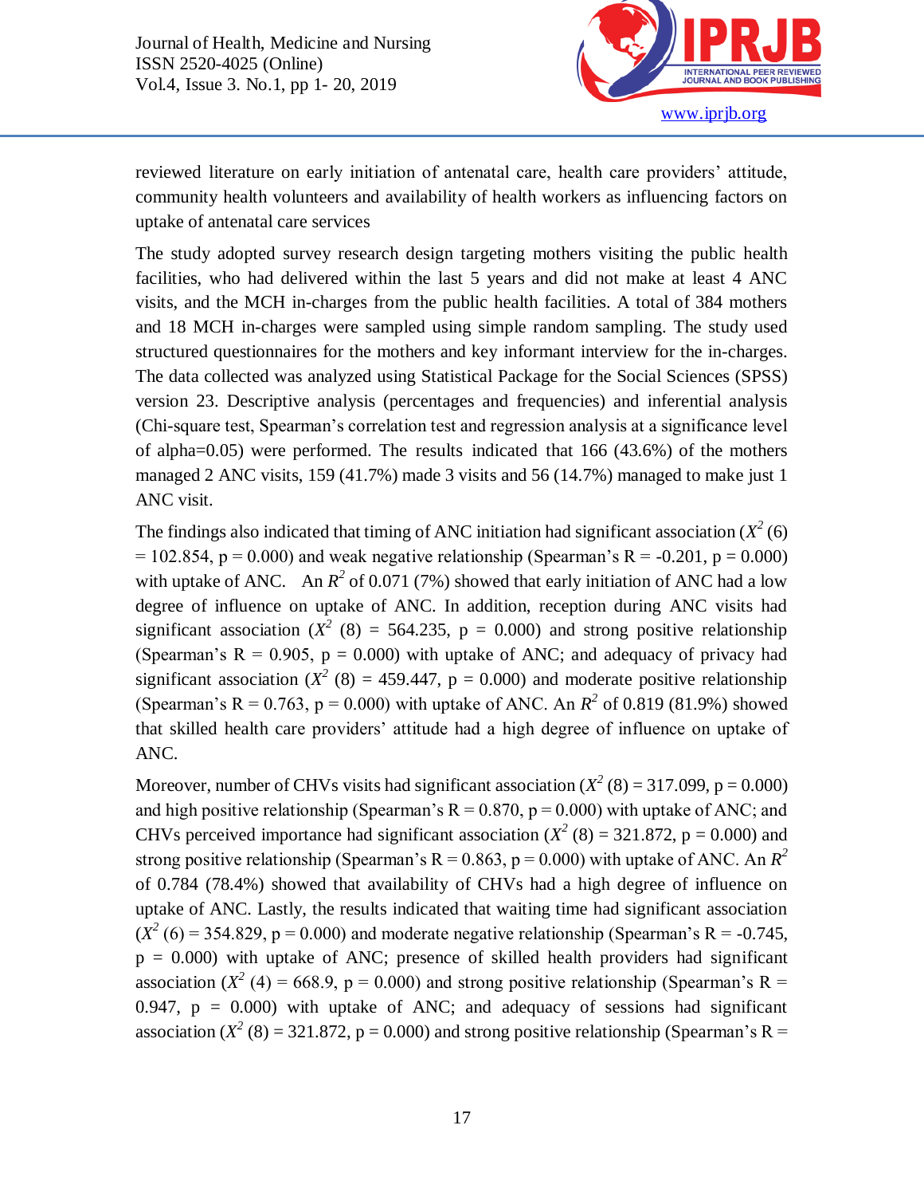reviewed literature on early initiation of antenatal care, health care providers' attitude, community health volunteers and availability of health workers as influencing factors on uptake of antenatal care services

The study adopted survey research design targeting mothers visiting the public health facilities, who had delivered within the last 5 years and did not make at least 4 ANC visits, and the MCH in-charges from the public health facilities. A total of 384 mothers and 18 MCH in-charges were sampled using simple random sampling. The study used structured questionnaires for the mothers and key informant interview for the in-charges. The data collected was analyzed using Statistical Package for the Social Sciences (SPSS) version 23. Descriptive analysis (percentages and frequencies) and inferential analysis (Chi-square test, Spearman's correlation test and regression analysis at a significance level of alpha=0.05) were performed. The results indicated that 166 (43.6%) of the mothers managed 2 ANC visits, 159 (41.7%) made 3 visits and 56 (14.7%) managed to make just 1 ANC visit.

The findings also indicated that timing of ANC initiation had significant association ($X^2$ (6) = 102.854, p = 0.000) and weak negative relationship (Spearman's R = -0.201, p = 0.000) with uptake of ANC. An $R^2$ of 0.071 (7%) showed that early initiation of ANC had a low degree of influence on uptake of ANC. In addition, reception during ANC visits had significant association ($X^2$ (8) = 564.235, p = 0.000) and strong positive relationship (Spearman's R = 0.905, p = 0.000) with uptake of ANC; and adequacy of privacy had significant association ($X^2$ (8) = 459.447, p = 0.000) and moderate positive relationship (Spearman's R = 0.763, p = 0.000) with uptake of ANC. An $R^2$ of 0.819 (81.9%) showed that skilled health care providers' attitude had a high degree of influence on uptake of ANC.

Moreover, number of CHVs visits had significant association ($X^2$ (8) = 317.099, p = 0.000) and high positive relationship (Spearman's R = 0.870, p = 0.000) with uptake of ANC; and CHVs perceived importance had significant association ($X^2$ (8) = 321.872, p = 0.000) and strong positive relationship (Spearman's R = 0.863, p = 0.000) with uptake of ANC. An $R^2$ of 0.784 (78.4%) showed that availability of CHVs had a high degree of influence on uptake of ANC. Lastly, the results indicated that waiting time had significant association ($X^2$ (6) = 354.829, p = 0.000) and moderate negative relationship (Spearman's R = -0.745, p = 0.000) with uptake of ANC; presence of skilled health providers had significant association ($X^2$ (4) = 668.9, p = 0.000) and strong positive relationship (Spearman's R = 0.947, p = 0.000) with uptake of ANC; and adequacy of sessions had significant association ($X^2$ (8) = 321.872, p = 0.000) and strong positive relationship (Spearman's R =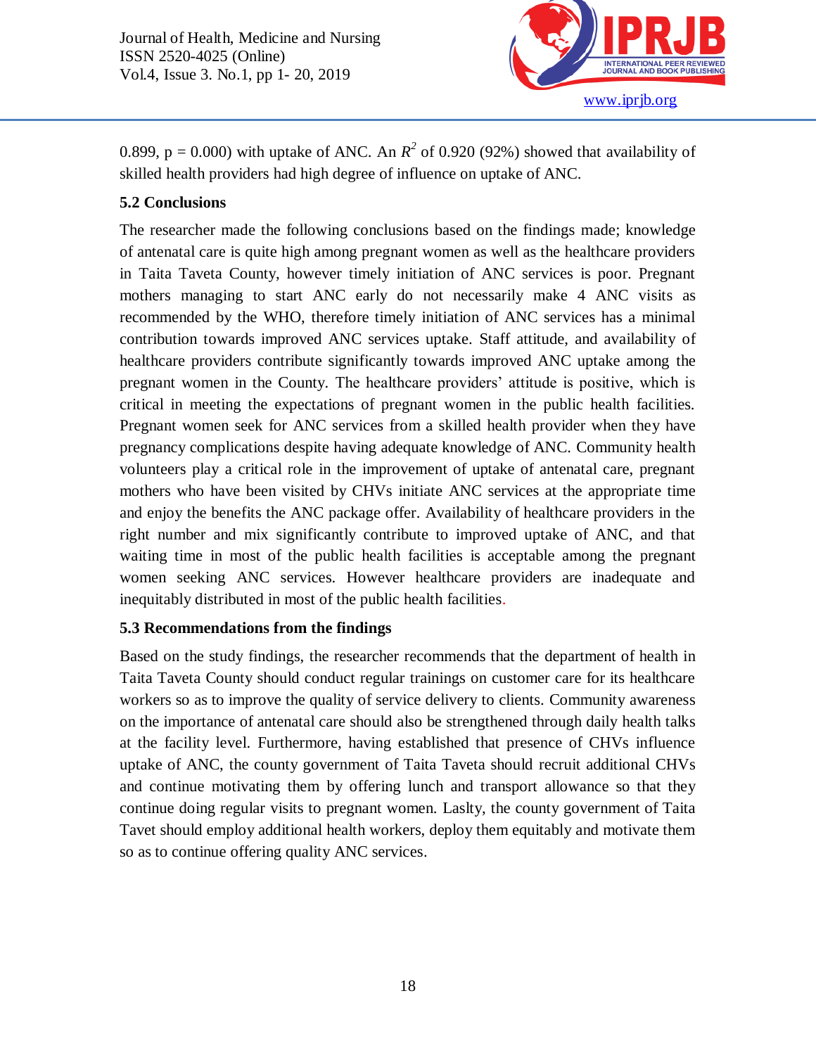0.899, p = 0.000) with uptake of ANC. An $R^2$ of 0.920 (92%) showed that availability of skilled health providers had high degree of influence on uptake of ANC.

### 5.2 Conclusions

The researcher made the following conclusions based on the findings made; knowledge of antenatal care is quite high among pregnant women as well as the healthcare providers in Taita Taveta County, however timely initiation of ANC services is poor. Pregnant mothers managing to start ANC early do not necessarily make 4 ANC visits as recommended by the WHO, therefore timely initiation of ANC services has a minimal contribution towards improved ANC services uptake. Staff attitude, and availability of healthcare providers contribute significantly towards improved ANC uptake among the pregnant women in the County. The healthcare providers' attitude is positive, which is critical in meeting the expectations of pregnant women in the public health facilities. Pregnant women seek for ANC services from a skilled health provider when they have pregnancy complications despite having adequate knowledge of ANC. Community health volunteers play a critical role in the improvement of uptake of antenatal care, pregnant mothers who have been visited by CHVs initiate ANC services at the appropriate time and enjoy the benefits the ANC package offer. Availability of healthcare providers in the right number and mix significantly contribute to improved uptake of ANC, and that waiting time in most of the public health facilities is acceptable among the pregnant women seeking ANC services. However healthcare providers are inadequate and inequitably distributed in most of the public health facilities.

### 5.3 Recommendations from the findings

Based on the study findings, the researcher recommends that the department of health in Taita Taveta County should conduct regular trainings on customer care for its healthcare workers so as to improve the quality of service delivery to clients. Community awareness on the importance of antenatal care should also be strengthened through daily health talks at the facility level. Furthermore, having established that presence of CHVs influence uptake of ANC, the county government of Taita Taveta should recruit additional CHVs and continue motivating them by offering lunch and transport allowance so that they continue doing regular visits to pregnant women. Laslty, the county government of Taita Tavet should employ additional health workers, deploy them equitably and motivate them so as to continue offering quality ANC services.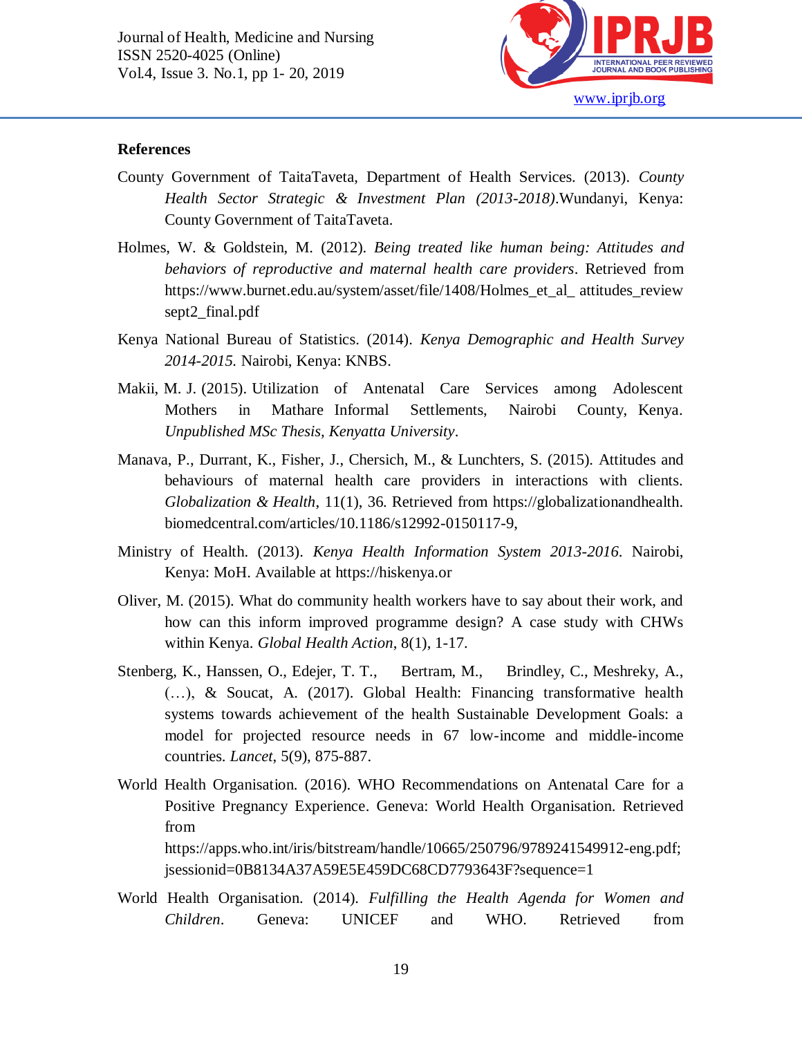**References**

County Government of TaitaTaveta, Department of Health Services. (2013). *County Health Sector Strategic & Investment Plan (2013-2018)*.Wundanyi, Kenya: County Government of TaitaTaveta.

Holmes, W. & Goldstein, M. (2012). *Being treated like human being: Attitudes and behaviors of reproductive and maternal health care providers*. Retrieved from https://www.burnet.edu.au/system/asset/file/1408/Holmes_et_al_ attitudes_review sept2_final.pdf

Kenya National Bureau of Statistics. (2014). *Kenya Demographic and Health Survey 2014-2015.* Nairobi, Kenya: KNBS.

Makii, M. J. (2015). Utilization of Antenatal Care Services among Adolescent Mothers in Mathare Informal Settlements, Nairobi County, Kenya. *Unpublished MSc Thesis, Kenyatta University*.

Manava, P., Durrant, K., Fisher, J., Chersich, M., & Lunchters, S. (2015). Attitudes and behaviours of maternal health care providers in interactions with clients. *Globalization & Health*, 11(1), 36. Retrieved from https://globalizationandhealth. biomedcentral.com/articles/10.1186/s12992-0150117-9,

Ministry of Health. (2013). *Kenya Health Information System 2013-2016*. Nairobi, Kenya: MoH. Available at https://hiskenya.or

Oliver, M. (2015). What do community health workers have to say about their work, and how can this inform improved programme design? A case study with CHWs within Kenya. *Global Health Action*, 8(1), 1-17.

Stenberg, K., Hanssen, O., Edejer, T. T., Bertram, M., Brindley, C., Meshreky, A., (…), & Soucat, A. (2017). Global Health: Financing transformative health systems towards achievement of the health Sustainable Development Goals: a model for projected resource needs in 67 low-income and middle-income countries. *Lancet*, 5(9), 875-887.

World Health Organisation. (2016). WHO Recommendations on Antenatal Care for a Positive Pregnancy Experience. Geneva: World Health Organisation. Retrieved from https://apps.who.int/iris/bitstream/handle/10665/250796/9789241549912-eng.pdf; jsessionid=0B8134A37A59E5E459DC68CD7793643F?sequence=1

World Health Organisation. (2014). *Fulfilling the Health Agenda for Women and Children*. Geneva: UNICEF and WHO. Retrieved from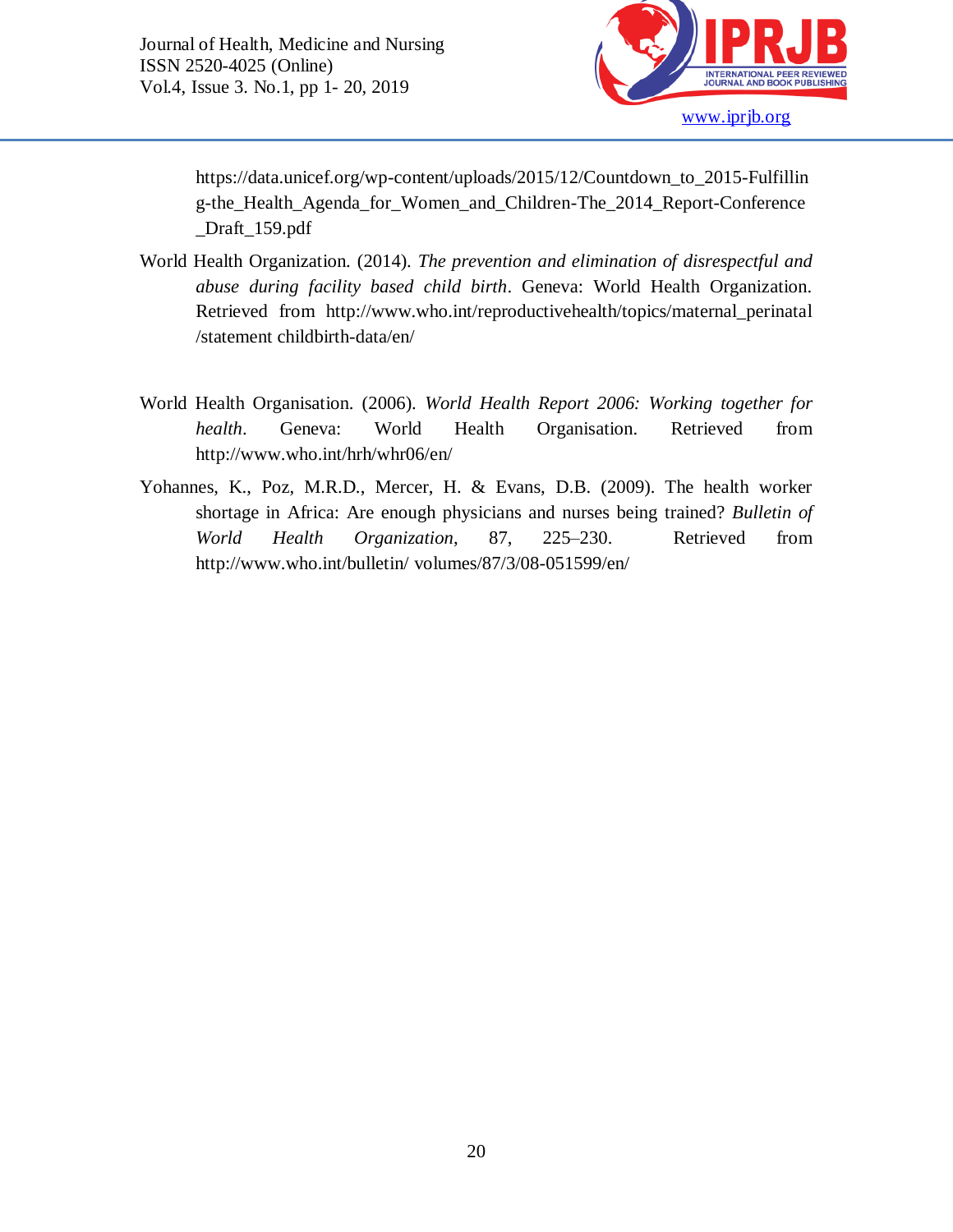https://data.unicef.org/wp-content/uploads/2015/12/Countdown_to_2015-Fulfilling-the_Health_Agenda_for_Women_and_Children-The_2014_Report-Conference_Draft_159.pdf

World Health Organization. (2014). *The prevention and elimination of disrespectful and abuse during facility based child birth*. Geneva: World Health Organization. Retrieved from http://www.who.int/reproductivehealth/topics/maternal_perinatal/statement childbirth-data/en/

World Health Organisation. (2006). *World Health Report 2006: Working together for health*. Geneva: World Health Organisation. Retrieved from http://www.who.int/hrh/whr06/en/

Yohannes, K., Poz, M.R.D., Mercer, H. & Evans, D.B. (2009). The health worker shortage in Africa: Are enough physicians and nurses being trained? *Bulletin of World Health Organization*, 87, 225–230. Retrieved from http://www.who.int/bulletin/ volumes/87/3/08-051599/en/